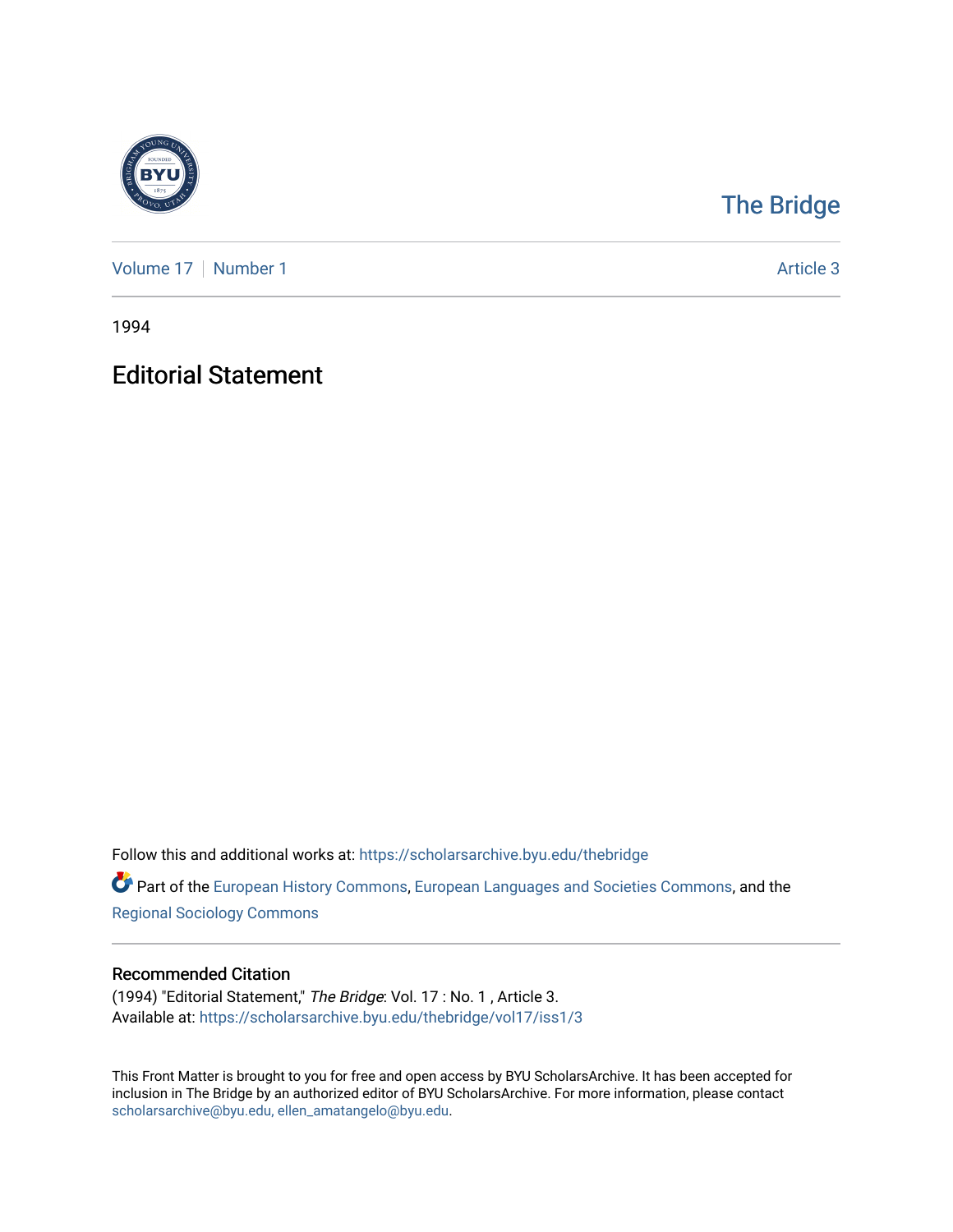The Bridge

Volume 17 | Number 1 — Article 3

1994

# Editorial Statement

Follow this and additional works at: https://scholarsarchive.byu.edu/thebridge

Part of the European History Commons, European Languages and Societies Commons, and the Regional Sociology Commons

## Recommended Citation

(1994) "Editorial Statement," *The Bridge*: Vol. 17 : No. 1 , Article 3.
Available at: https://scholarsarchive.byu.edu/thebridge/vol17/iss1/3

This Front Matter is brought to you for free and open access by BYU ScholarsArchive. It has been accepted for inclusion in The Bridge by an authorized editor of BYU ScholarsArchive. For more information, please contact scholarsarchive@byu.edu, ellen_amatangelo@byu.edu.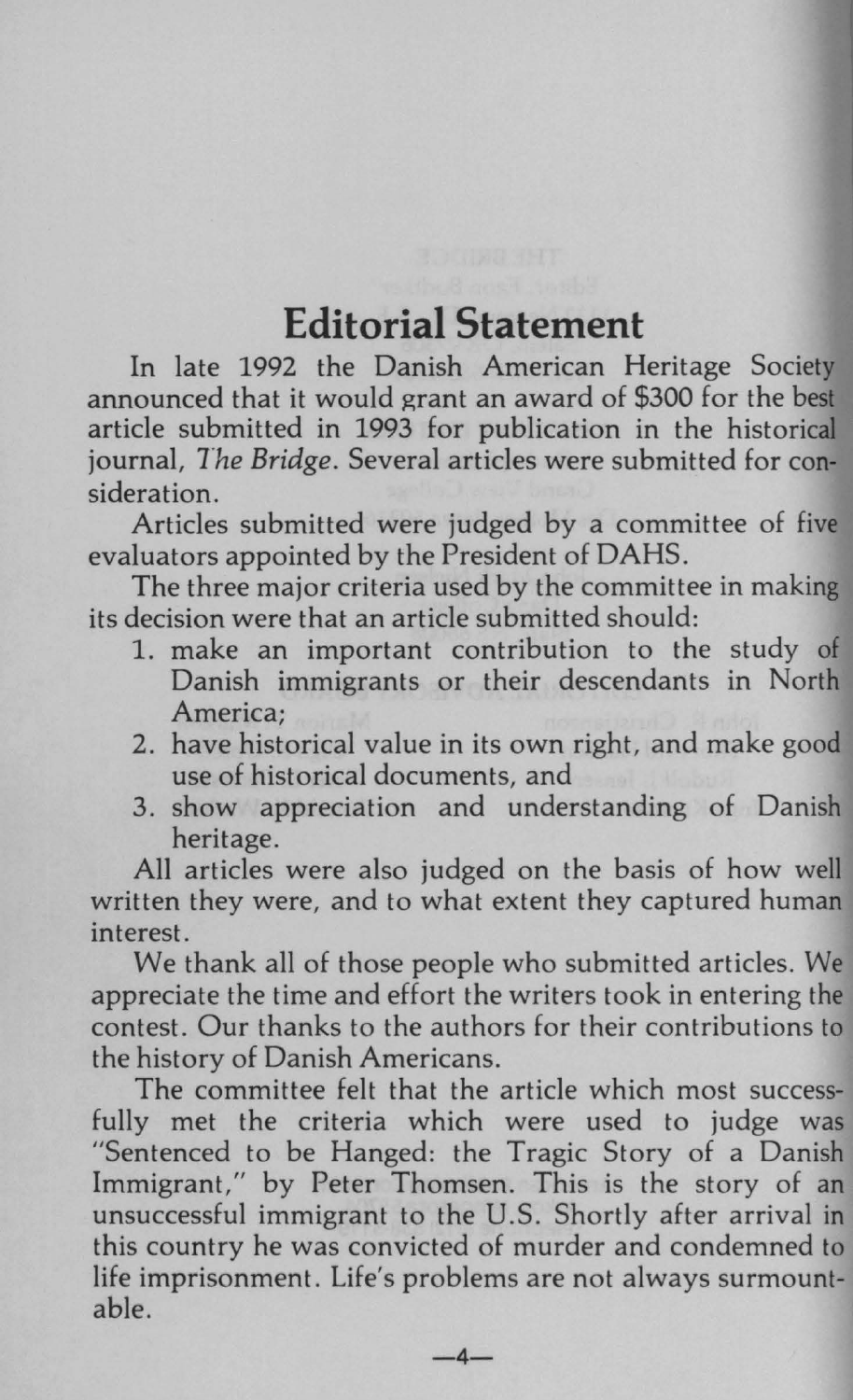# Editorial Statement

In late 1992 the Danish American Heritage Society announced that it would grant an award of $300 for the best article submitted in 1993 for publication in the historical journal, *The Bridge*. Several articles were submitted for consideration.

Articles submitted were judged by a committee of five evaluators appointed by the President of DAHS.

The three major criteria used by the committee in making its decision were that an article submitted should:

1. make an important contribution to the study of Danish immigrants or their descendants in North America;
2. have historical value in its own right, and make good use of historical documents, and
3. show appreciation and understanding of Danish heritage.

All articles were also judged on the basis of how well written they were, and to what extent they captured human interest.

We thank all of those people who submitted articles. We appreciate the time and effort the writers took in entering the contest. Our thanks to the authors for their contributions to the history of Danish Americans.

The committee felt that the article which most successfully met the criteria which were used to judge was "Sentenced to be Hanged: the Tragic Story of a Danish Immigrant," by Peter Thomsen. This is the story of an unsuccessful immigrant to the U.S. Shortly after arrival in this country he was convicted of murder and condemned to life imprisonment. Life's problems are not always surmountable.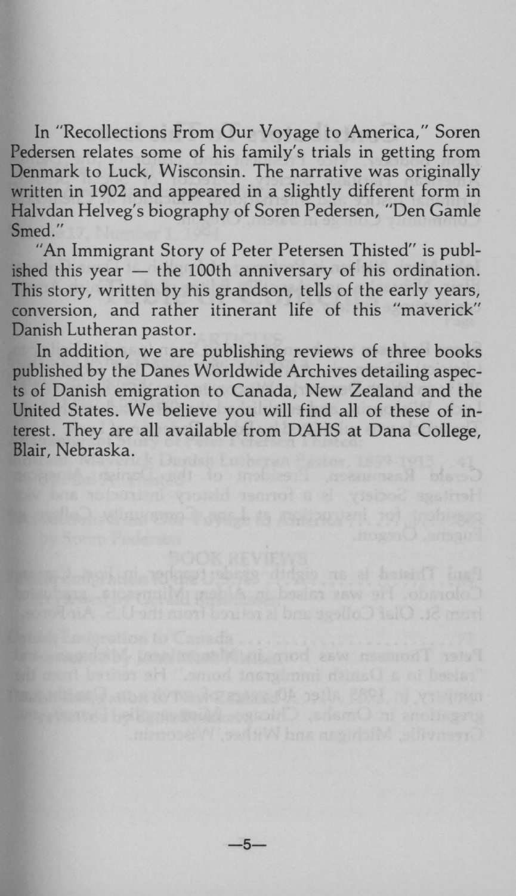In "Recollections From Our Voyage to America," Soren Pedersen relates some of his family's trials in getting from Denmark to Luck, Wisconsin. The narrative was originally written in 1902 and appeared in a slightly different form in Halvdan Helveg's biography of Soren Pedersen, "Den Gamle Smed."

"An Immigrant Story of Peter Petersen Thisted" is published this year — the 100th anniversary of his ordination. This story, written by his grandson, tells of the early years, conversion, and rather itinerant life of this "maverick" Danish Lutheran pastor.

In addition, we are publishing reviews of three books published by the Danes Worldwide Archives detailing aspects of Danish emigration to Canada, New Zealand and the United States. We believe you will find all of these of interest. They are all available from DAHS at Dana College, Blair, Nebraska.